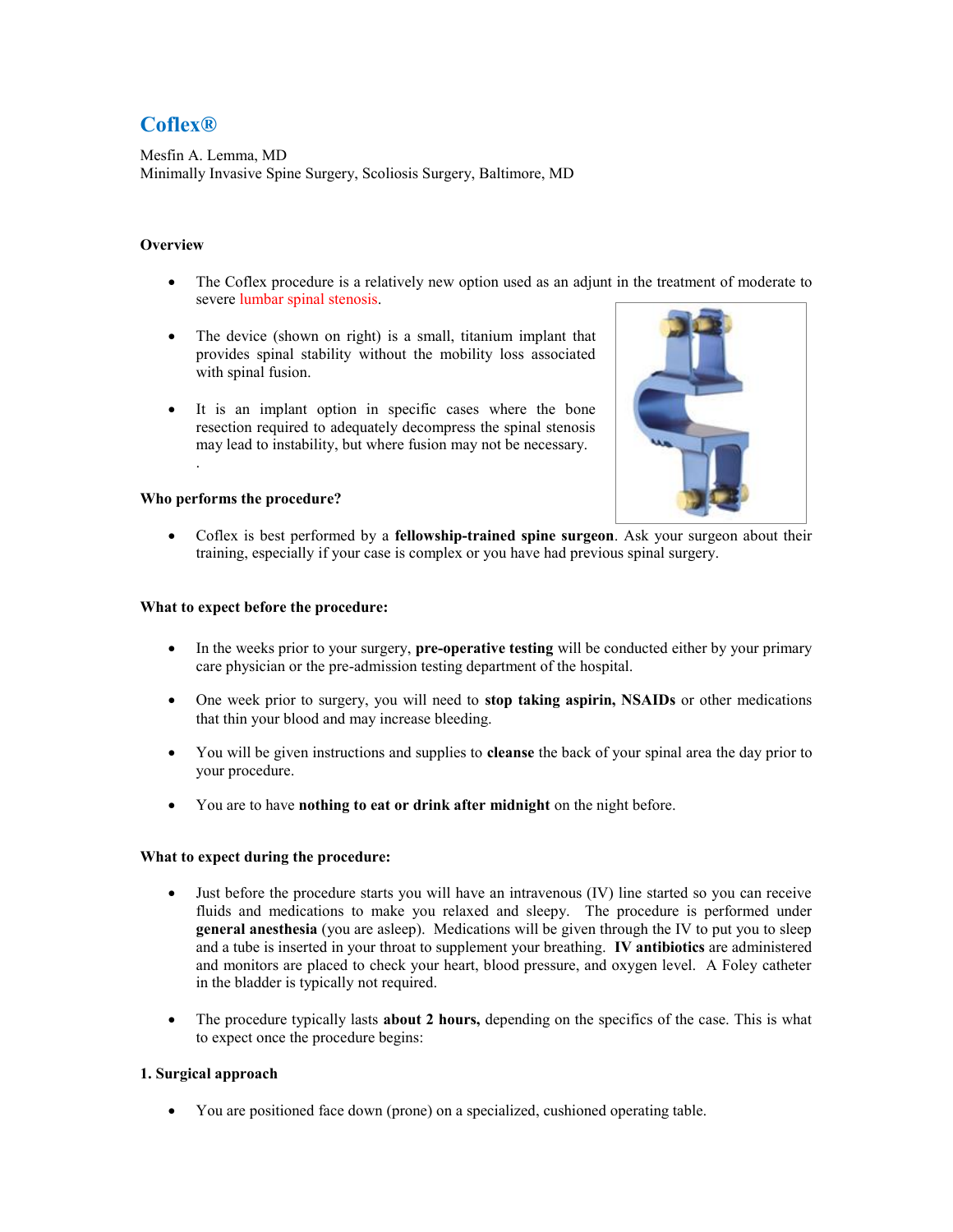# Coflex®

Mesfin A. Lemma, MD
Minimally Invasive Spine Surgery, Scoliosis Surgery, Baltimore, MD

### Overview

- The Coflex procedure is a relatively new option used as an adjunct in the treatment of moderate to severe lumbar spinal stenosis.
- The device (shown on right) is a small, titanium implant that provides spinal stability without the mobility loss associated with spinal fusion.
- It is an implant option in specific cases where the bone resection required to adequately decompress the spinal stenosis may lead to instability, but where fusion may not be necessary.
.

### Who performs the procedure?

- Coflex is best performed by a **fellowship-trained spine surgeon**. Ask your surgeon about their training, especially if your case is complex or you have had previous spinal surgery.

### What to expect before the procedure:

- In the weeks prior to your surgery, **pre-operative testing** will be conducted either by your primary care physician or the pre-admission testing department of the hospital.
- One week prior to surgery, you will need to **stop taking aspirin, NSAIDs** or other medications that thin your blood and may increase bleeding.
- You will be given instructions and supplies to **cleanse** the back of your spinal area the day prior to your procedure.
- You are to have **nothing to eat or drink after midnight** on the night before.

### What to expect during the procedure:

- Just before the procedure starts you will have an intravenous (IV) line started so you can receive fluids and medications to make you relaxed and sleepy. The procedure is performed under **general anesthesia** (you are asleep). Medications will be given through the IV to put you to sleep and a tube is inserted in your throat to supplement your breathing. **IV antibiotics** are administered and monitors are placed to check your heart, blood pressure, and oxygen level. A Foley catheter in the bladder is typically not required.
- The procedure typically lasts **about 2 hours,** depending on the specifics of the case. This is what to expect once the procedure begins:

#### 1. Surgical approach

- You are positioned face down (prone) on a specialized, cushioned operating table.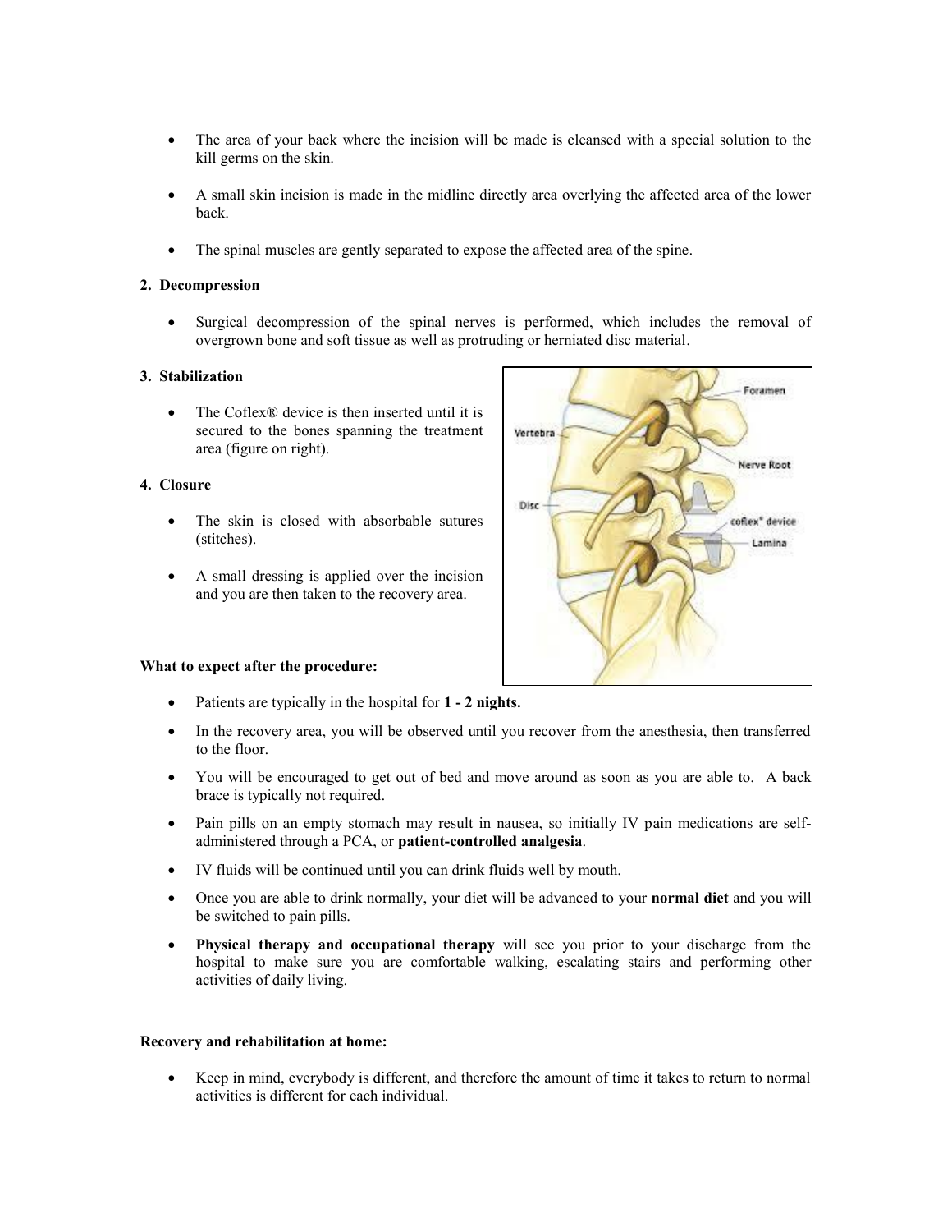- The area of your back where the incision will be made is cleansed with a special solution to the kill germs on the skin.
- A small skin incision is made in the midline directly area overlying the affected area of the lower back.
- The spinal muscles are gently separated to expose the affected area of the spine.

**2. Decompression**

- Surgical decompression of the spinal nerves is performed, which includes the removal of overgrown bone and soft tissue as well as protruding or herniated disc material.

**3. Stabilization**

- The Coflex® device is then inserted until it is secured to the bones spanning the treatment area (figure on right).

Foramen
Vertebra
Nerve Root
Disc
coflex® device
Lamina

**4. Closure**

- The skin is closed with absorbable sutures (stitches).
- A small dressing is applied over the incision and you are then taken to the recovery area.

**What to expect after the procedure:**

- Patients are typically in the hospital for **1 - 2 nights.**
- In the recovery area, you will be observed until you recover from the anesthesia, then transferred to the floor.
- You will be encouraged to get out of bed and move around as soon as you are able to. A back brace is typically not required.
- Pain pills on an empty stomach may result in nausea, so initially IV pain medications are self-administered through a PCA, or **patient-controlled analgesia**.
- IV fluids will be continued until you can drink fluids well by mouth.
- Once you are able to drink normally, your diet will be advanced to your **normal diet** and you will be switched to pain pills.
- **Physical therapy and occupational therapy** will see you prior to your discharge from the hospital to make sure you are comfortable walking, escalating stairs and performing other activities of daily living.

**Recovery and rehabilitation at home:**

- Keep in mind, everybody is different, and therefore the amount of time it takes to return to normal activities is different for each individual.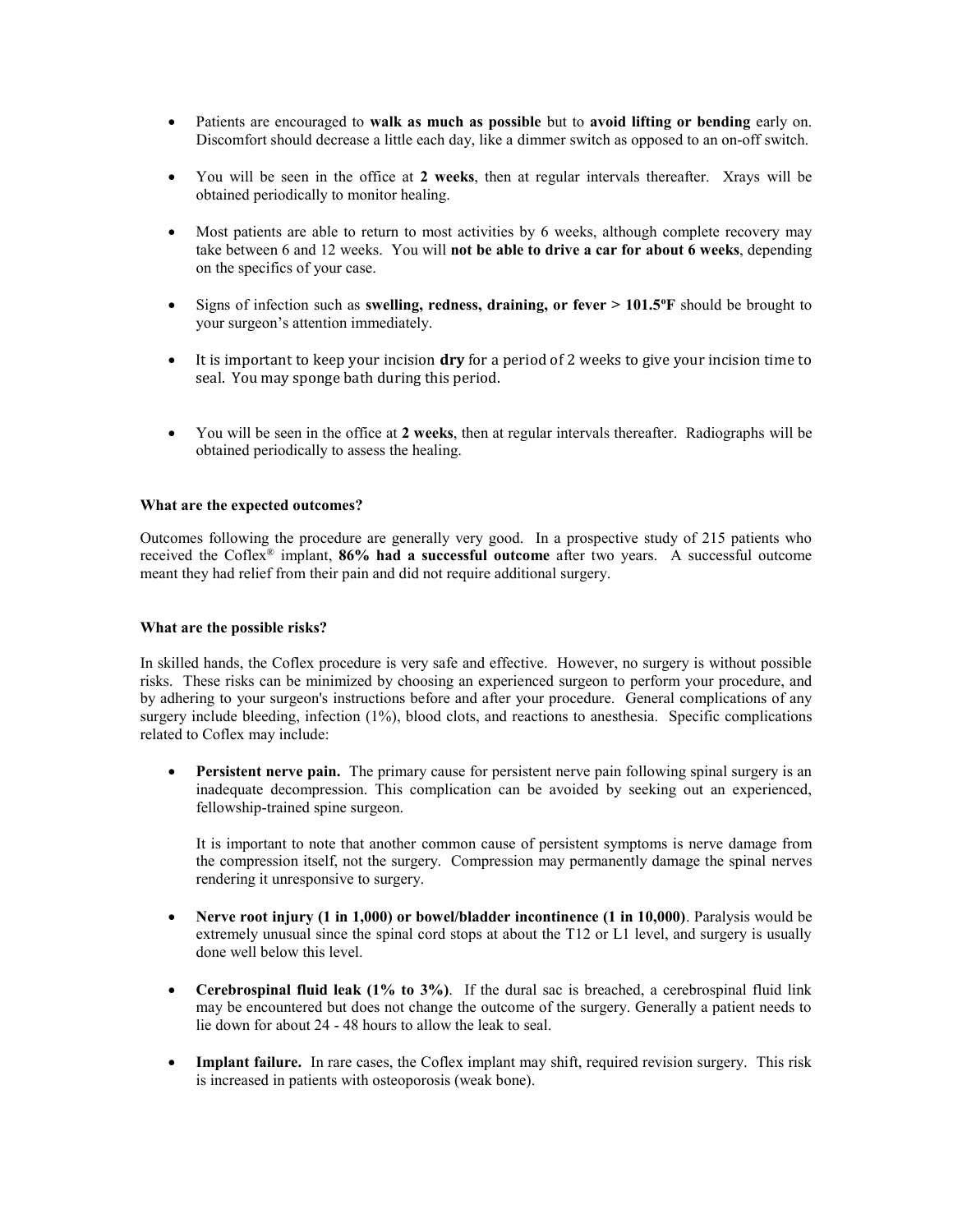- Patients are encouraged to **walk as much as possible** but to **avoid lifting or bending** early on. Discomfort should decrease a little each day, like a dimmer switch as opposed to an on-off switch.

- You will be seen in the office at **2 weeks**, then at regular intervals thereafter. Xrays will be obtained periodically to monitor healing.

- Most patients are able to return to most activities by 6 weeks, although complete recovery may take between 6 and 12 weeks. You will **not be able to drive a car for about 6 weeks**, depending on the specifics of your case.

- Signs of infection such as **swelling, redness, draining, or fever > 101.5ºF** should be brought to your surgeon's attention immediately.

- It is important to keep your incision **dry** for a period of 2 weeks to give your incision time to seal. You may sponge bath during this period.

- You will be seen in the office at **2 weeks**, then at regular intervals thereafter. Radiographs will be obtained periodically to assess the healing.

**What are the expected outcomes?**

Outcomes following the procedure are generally very good. In a prospective study of 215 patients who received the Coflex® implant, **86% had a successful outcome** after two years. A successful outcome meant they had relief from their pain and did not require additional surgery.

**What are the possible risks?**

In skilled hands, the Coflex procedure is very safe and effective. However, no surgery is without possible risks. These risks can be minimized by choosing an experienced surgeon to perform your procedure, and by adhering to your surgeon's instructions before and after your procedure. General complications of any surgery include bleeding, infection (1%), blood clots, and reactions to anesthesia. Specific complications related to Coflex may include:

- **Persistent nerve pain.** The primary cause for persistent nerve pain following spinal surgery is an inadequate decompression. This complication can be avoided by seeking out an experienced, fellowship-trained spine surgeon.

  It is important to note that another common cause of persistent symptoms is nerve damage from the compression itself, not the surgery. Compression may permanently damage the spinal nerves rendering it unresponsive to surgery.

- **Nerve root injury (1 in 1,000) or bowel/bladder incontinence (1 in 10,000)**. Paralysis would be extremely unusual since the spinal cord stops at about the T12 or L1 level, and surgery is usually done well below this level.

- **Cerebrospinal fluid leak (1% to 3%)**. If the dural sac is breached, a cerebrospinal fluid link may be encountered but does not change the outcome of the surgery. Generally a patient needs to lie down for about 24 - 48 hours to allow the leak to seal.

- **Implant failure.** In rare cases, the Coflex implant may shift, required revision surgery. This risk is increased in patients with osteoporosis (weak bone).